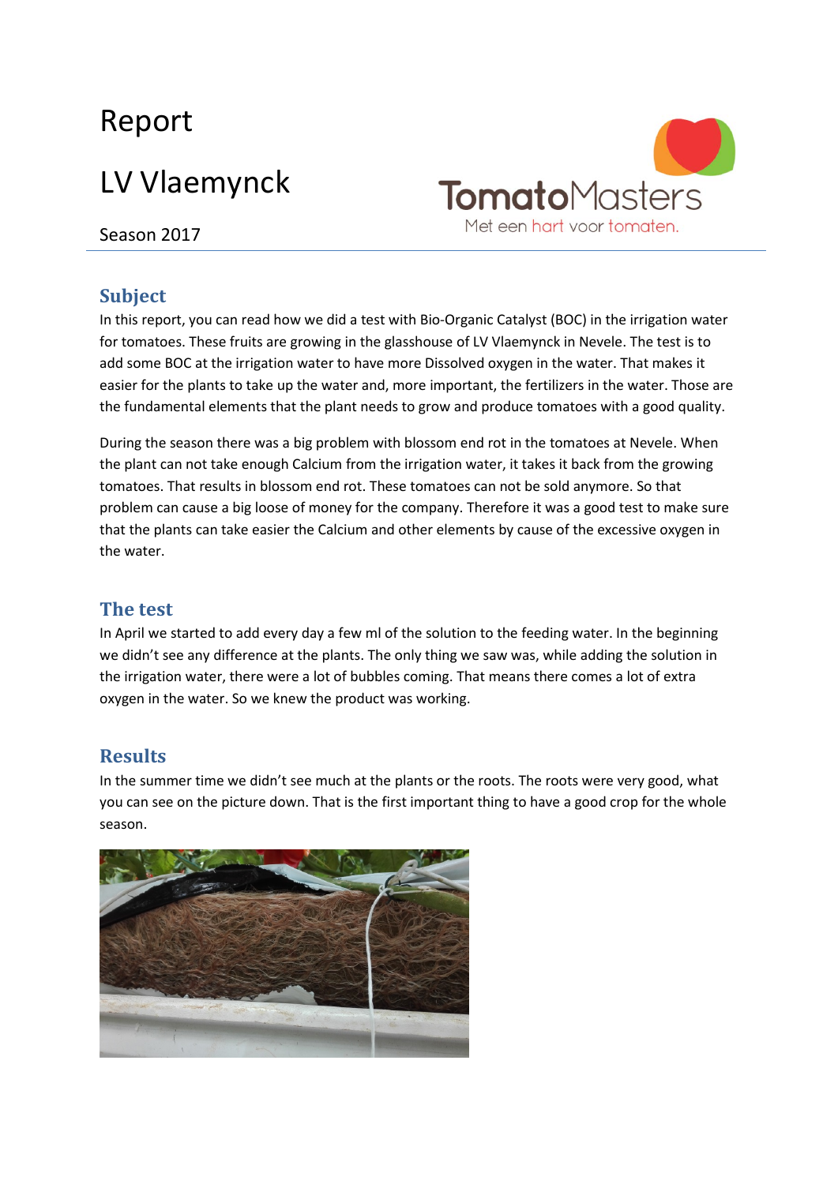# Report

# LV Vlaemynck

Season 2017

TomatoMasters
Met een hart voor tomaten.

## Subject

In this report, you can read how we did a test with Bio-Organic Catalyst (BOC) in the irrigation water for tomatoes. These fruits are growing in the glasshouse of LV Vlaemynck in Nevele. The test is to add some BOC at the irrigation water to have more Dissolved oxygen in the water. That makes it easier for the plants to take up the water and, more important, the fertilizers in the water. Those are the fundamental elements that the plant needs to grow and produce tomatoes with a good quality.

During the season there was a big problem with blossom end rot in the tomatoes at Nevele. When the plant can not take enough Calcium from the irrigation water, it takes it back from the growing tomatoes. That results in blossom end rot. These tomatoes can not be sold anymore. So that problem can cause a big loose of money for the company. Therefore it was a good test to make sure that the plants can take easier the Calcium and other elements by cause of the excessive oxygen in the water.

## The test

In April we started to add every day a few ml of the solution to the feeding water. In the beginning we didn't see any difference at the plants. The only thing we saw was, while adding the solution in the irrigation water, there were a lot of bubbles coming. That means there comes a lot of extra oxygen in the water. So we knew the product was working.

## Results

In the summer time we didn't see much at the plants or the roots. The roots were very good, what you can see on the picture down. That is the first important thing to have a good crop for the whole season.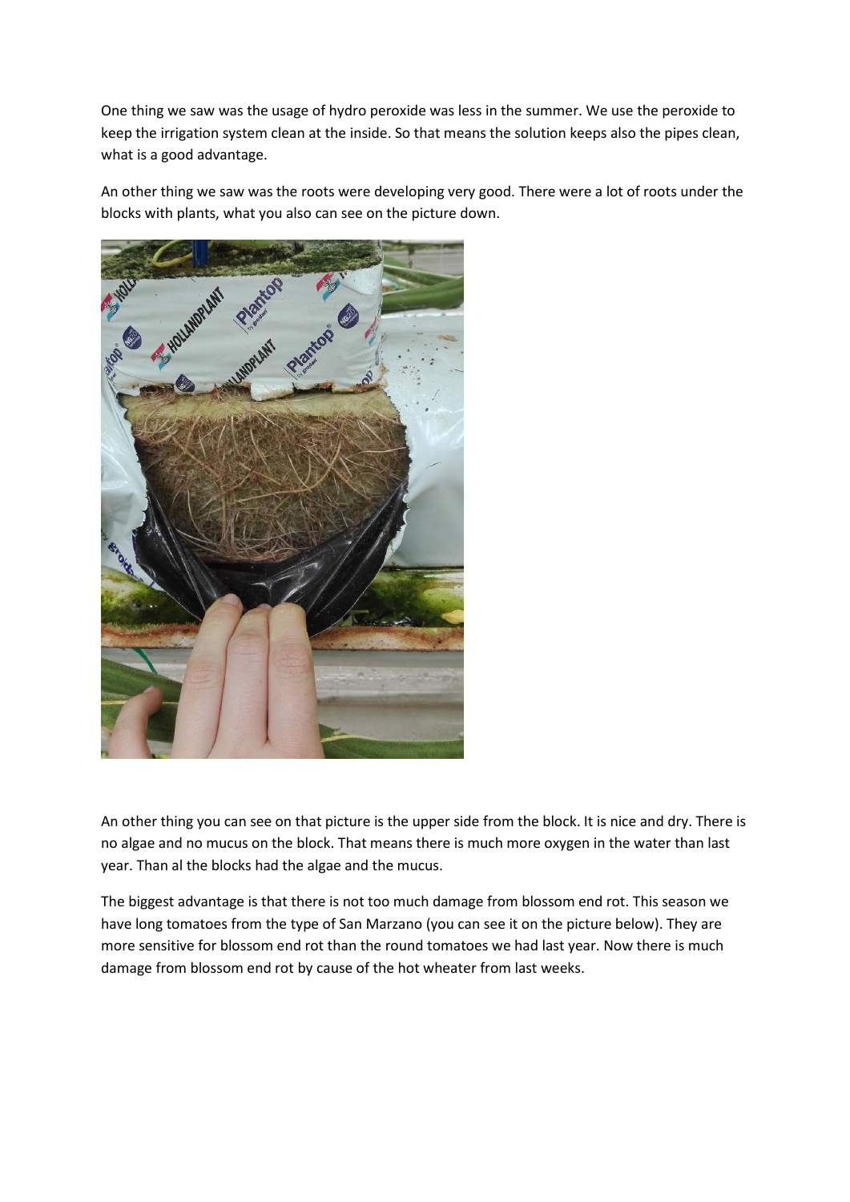One thing we saw was the usage of hydro peroxide was less in the summer. We use the peroxide to keep the irrigation system clean at the inside. So that means the solution keeps also the pipes clean, what is a good advantage.

An other thing we saw was the roots were developing very good. There were a lot of roots under the blocks with plants, what you also can see on the picture down.

An other thing you can see on that picture is the upper side from the block. It is nice and dry. There is no algae and no mucus on the block. That means there is much more oxygen in the water than last year. Than al the blocks had the algae and the mucus.

The biggest advantage is that there is not too much damage from blossom end rot. This season we have long tomatoes from the type of San Marzano (you can see it on the picture below). They are more sensitive for blossom end rot than the round tomatoes we had last year. Now there is much damage from blossom end rot by cause of the hot wheater from last weeks.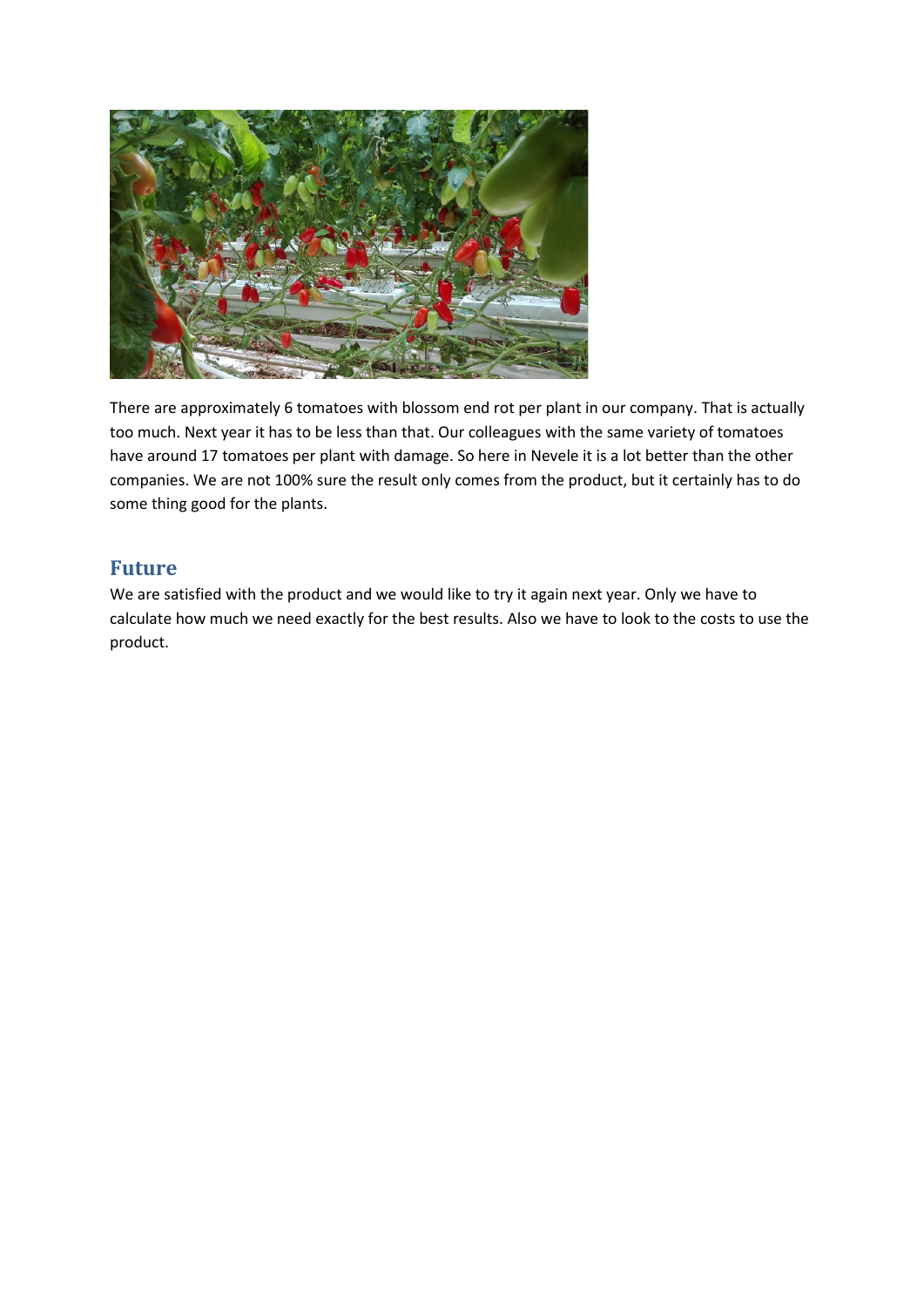There are approximately 6 tomatoes with blossom end rot per plant in our company. That is actually too much. Next year it has to be less than that. Our colleagues with the same variety of tomatoes have around 17 tomatoes per plant with damage. So here in Nevele it is a lot better than the other companies. We are not 100% sure the result only comes from the product, but it certainly has to do some thing good for the plants.

## Future

We are satisfied with the product and we would like to try it again next year. Only we have to calculate how much we need exactly for the best results. Also we have to look to the costs to use the product.